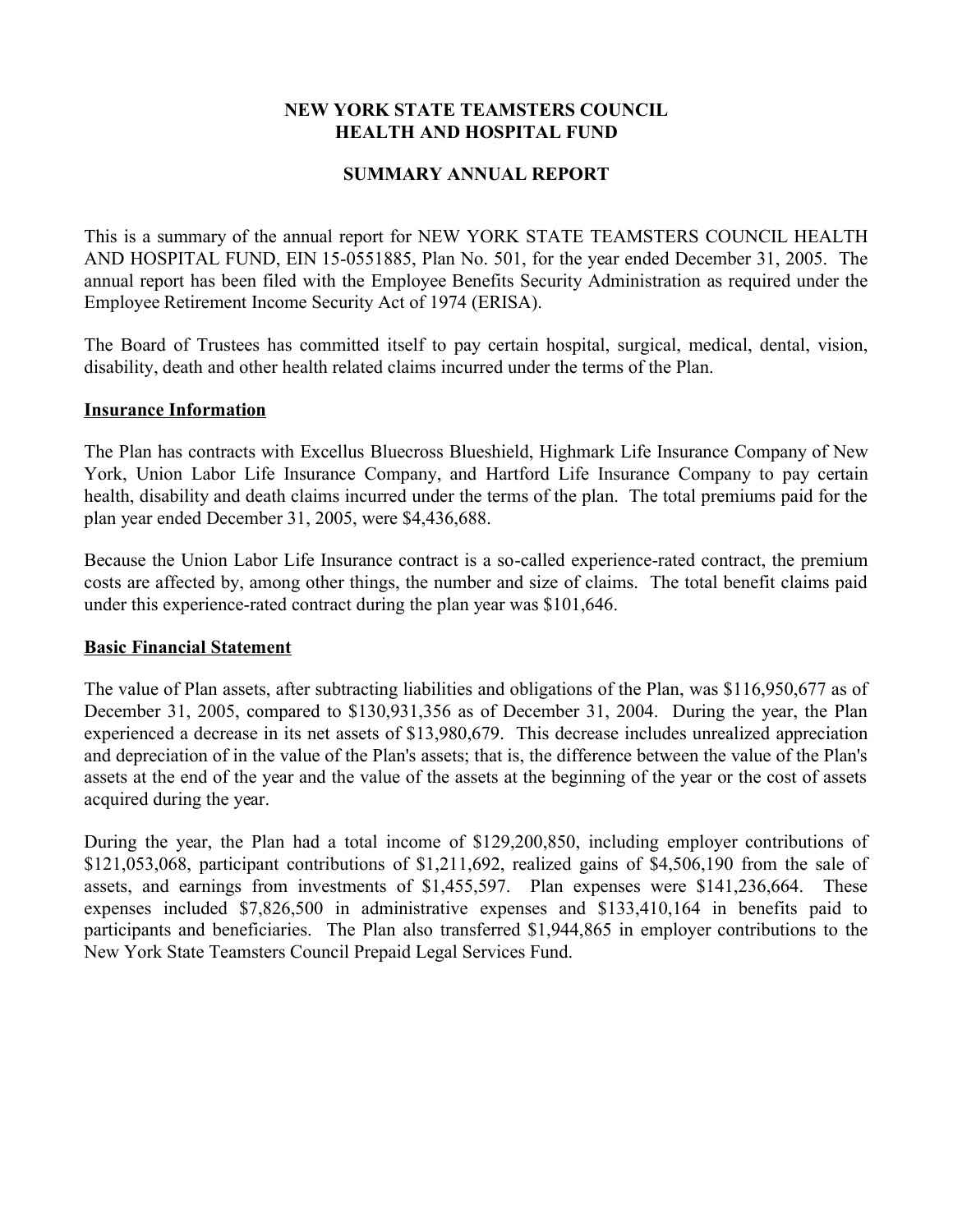# NEW YORK STATE TEAMSTERS COUNCIL HEALTH AND HOSPITAL FUND

## SUMMARY ANNUAL REPORT

This is a summary of the annual report for NEW YORK STATE TEAMSTERS COUNCIL HEALTH AND HOSPITAL FUND, EIN 15-0551885, Plan No. 501, for the year ended December 31, 2005. The annual report has been filed with the Employee Benefits Security Administration as required under the Employee Retirement Income Security Act of 1974 (ERISA).

The Board of Trustees has committed itself to pay certain hospital, surgical, medical, dental, vision, disability, death and other health related claims incurred under the terms of the Plan.

### Insurance Information

The Plan has contracts with Excellus Bluecross Blueshield, Highmark Life Insurance Company of New York, Union Labor Life Insurance Company, and Hartford Life Insurance Company to pay certain health, disability and death claims incurred under the terms of the plan. The total premiums paid for the plan year ended December 31, 2005, were $4,436,688.

Because the Union Labor Life Insurance contract is a so-called experience-rated contract, the premium costs are affected by, among other things, the number and size of claims. The total benefit claims paid under this experience-rated contract during the plan year was $101,646.

### Basic Financial Statement

The value of Plan assets, after subtracting liabilities and obligations of the Plan, was $116,950,677 as of December 31, 2005, compared to $130,931,356 as of December 31, 2004. During the year, the Plan experienced a decrease in its net assets of $13,980,679. This decrease includes unrealized appreciation and depreciation of in the value of the Plan's assets; that is, the difference between the value of the Plan's assets at the end of the year and the value of the assets at the beginning of the year or the cost of assets acquired during the year.

During the year, the Plan had a total income of $129,200,850, including employer contributions of $121,053,068, participant contributions of $1,211,692, realized gains of $4,506,190 from the sale of assets, and earnings from investments of $1,455,597. Plan expenses were $141,236,664. These expenses included $7,826,500 in administrative expenses and $133,410,164 in benefits paid to participants and beneficiaries. The Plan also transferred $1,944,865 in employer contributions to the New York State Teamsters Council Prepaid Legal Services Fund.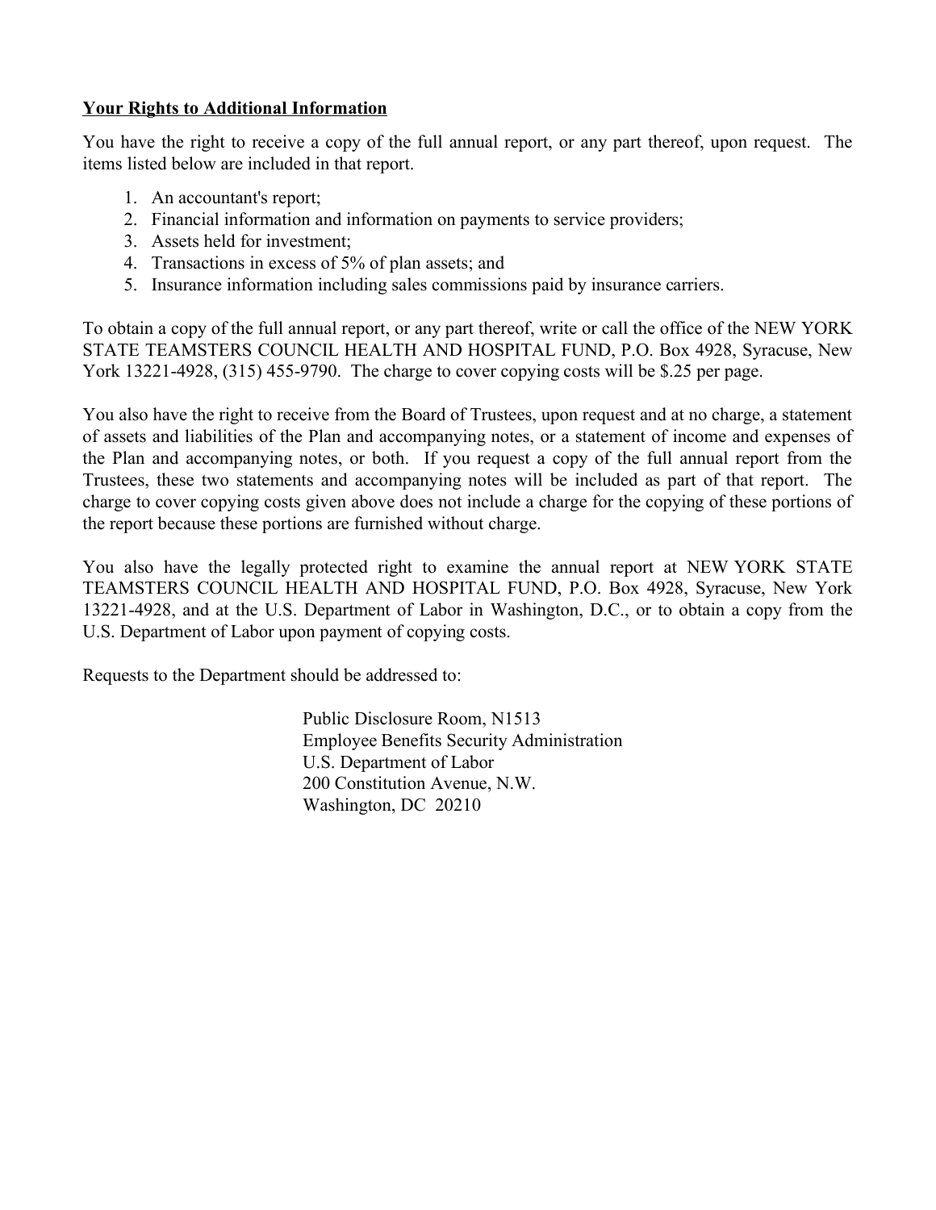**Your Rights to Additional Information**

You have the right to receive a copy of the full annual report, or any part thereof, upon request. The items listed below are included in that report.

1. An accountant's report;
2. Financial information and information on payments to service providers;
3. Assets held for investment;
4. Transactions in excess of 5% of plan assets; and
5. Insurance information including sales commissions paid by insurance carriers.

To obtain a copy of the full annual report, or any part thereof, write or call the office of the NEW YORK STATE TEAMSTERS COUNCIL HEALTH AND HOSPITAL FUND, P.O. Box 4928, Syracuse, New York 13221-4928, (315) 455-9790. The charge to cover copying costs will be $.25 per page.

You also have the right to receive from the Board of Trustees, upon request and at no charge, a statement of assets and liabilities of the Plan and accompanying notes, or a statement of income and expenses of the Plan and accompanying notes, or both. If you request a copy of the full annual report from the Trustees, these two statements and accompanying notes will be included as part of that report. The charge to cover copying costs given above does not include a charge for the copying of these portions of the report because these portions are furnished without charge.

You also have the legally protected right to examine the annual report at NEW YORK STATE TEAMSTERS COUNCIL HEALTH AND HOSPITAL FUND, P.O. Box 4928, Syracuse, New York 13221-4928, and at the U.S. Department of Labor in Washington, D.C., or to obtain a copy from the U.S. Department of Labor upon payment of copying costs.

Requests to the Department should be addressed to:

Public Disclosure Room, N1513
Employee Benefits Security Administration
U.S. Department of Labor
200 Constitution Avenue, N.W.
Washington, DC 20210